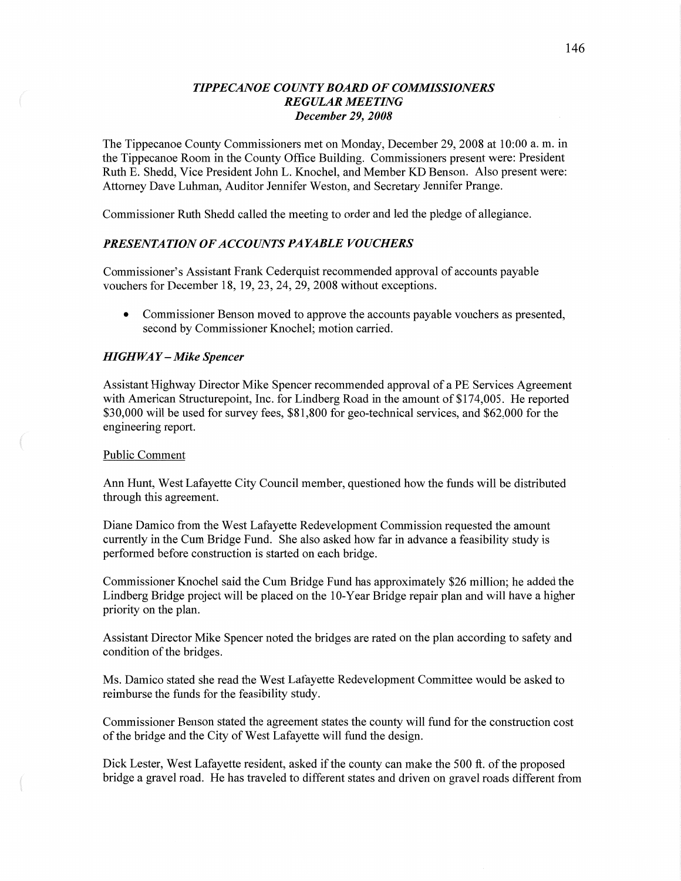## *TIPPECANOE COUNTY BOARD OF COMMISSIONERS*
## *REGULAR MEETING*
### *December 29, 2008*

The Tippecanoe County Commissioners met on Monday, December 29, 2008 at 10:00 a. m. in the Tippecanoe Room in the County Office Building. Commissioners present were: President Ruth E. Shedd, Vice President John L. Knochel, and Member KD Benson. Also present were: Attorney Dave Luhman, Auditor Jennifer Weston, and Secretary Jennifer Prange.

Commissioner Ruth Shedd called the meeting to order and led the pledge of allegiance.

### *PRESENTATION OF ACCOUNTS PAYABLE VOUCHERS*

Commissioner's Assistant Frank Cederquist recommended approval of accounts payable vouchers for December 18, 19, 23, 24, 29, 2008 without exceptions.

- Commissioner Benson moved to approve the accounts payable vouchers as presented, second by Commissioner Knochel; motion carried.

### *HIGHWAY – Mike Spencer*

Assistant Highway Director Mike Spencer recommended approval of a PE Services Agreement with American Structurepoint, Inc. for Lindberg Road in the amount of $174,005. He reported $30,000 will be used for survey fees, $81,800 for geo-technical services, and $62,000 for the engineering report.

Public Comment

Ann Hunt, West Lafayette City Council member, questioned how the funds will be distributed through this agreement.

Diane Damico from the West Lafayette Redevelopment Commission requested the amount currently in the Cum Bridge Fund. She also asked how far in advance a feasibility study is performed before construction is started on each bridge.

Commissioner Knochel said the Cum Bridge Fund has approximately $26 million; he added the Lindberg Bridge project will be placed on the 10-Year Bridge repair plan and will have a higher priority on the plan.

Assistant Director Mike Spencer noted the bridges are rated on the plan according to safety and condition of the bridges.

Ms. Damico stated she read the West Lafayette Redevelopment Committee would be asked to reimburse the funds for the feasibility study.

Commissioner Benson stated the agreement states the county will fund for the construction cost of the bridge and the City of West Lafayette will fund the design.

Dick Lester, West Lafayette resident, asked if the county can make the 500 ft. of the proposed bridge a gravel road. He has traveled to different states and driven on gravel roads different from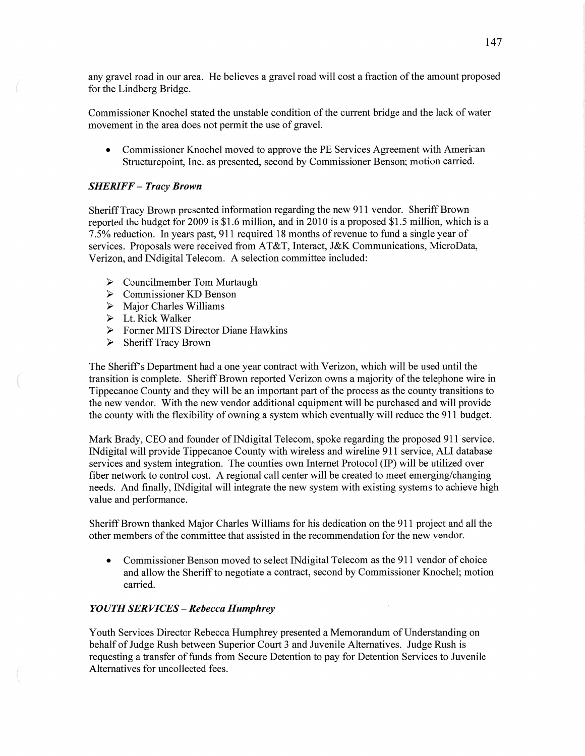any gravel road in our area. He believes a gravel road will cost a fraction of the amount proposed for the Lindberg Bridge.

Commissioner Knochel stated the unstable condition of the current bridge and the lack of water movement in the area does not permit the use of gravel.

- Commissioner Knochel moved to approve the PE Services Agreement with American Structurepoint, Inc. as presented, second by Commissioner Benson; motion carried.

### *SHERIFF – Tracy Brown*

Sheriff Tracy Brown presented information regarding the new 911 vendor. Sheriff Brown reported the budget for 2009 is $1.6 million, and in 2010 is a proposed $1.5 million, which is a 7.5% reduction. In years past, 911 required 18 months of revenue to fund a single year of services. Proposals were received from AT&T, Interact, J&K Communications, MicroData, Verizon, and INdigital Telecom. A selection committee included:

- Councilmember Tom Murtaugh
- Commissioner KD Benson
- Major Charles Williams
- Lt. Rick Walker
- Former MITS Director Diane Hawkins
- Sheriff Tracy Brown

The Sheriff's Department had a one year contract with Verizon, which will be used until the transition is complete. Sheriff Brown reported Verizon owns a majority of the telephone wire in Tippecanoe County and they will be an important part of the process as the county transitions to the new vendor. With the new vendor additional equipment will be purchased and will provide the county with the flexibility of owning a system which eventually will reduce the 911 budget.

Mark Brady, CEO and founder of INdigital Telecom, spoke regarding the proposed 911 service. INdigital will provide Tippecanoe County with wireless and wireline 911 service, ALI database services and system integration. The counties own Internet Protocol (IP) will be utilized over fiber network to control cost. A regional call center will be created to meet emerging/changing needs. And finally, INdigital will integrate the new system with existing systems to achieve high value and performance.

Sheriff Brown thanked Major Charles Williams for his dedication on the 911 project and all the other members of the committee that assisted in the recommendation for the new vendor.

- Commissioner Benson moved to select INdigital Telecom as the 911 vendor of choice and allow the Sheriff to negotiate a contract, second by Commissioner Knochel; motion carried.

### *YOUTH SERVICES – Rebecca Humphrey*

Youth Services Director Rebecca Humphrey presented a Memorandum of Understanding on behalf of Judge Rush between Superior Court 3 and Juvenile Alternatives. Judge Rush is requesting a transfer of funds from Secure Detention to pay for Detention Services to Juvenile Alternatives for uncollected fees.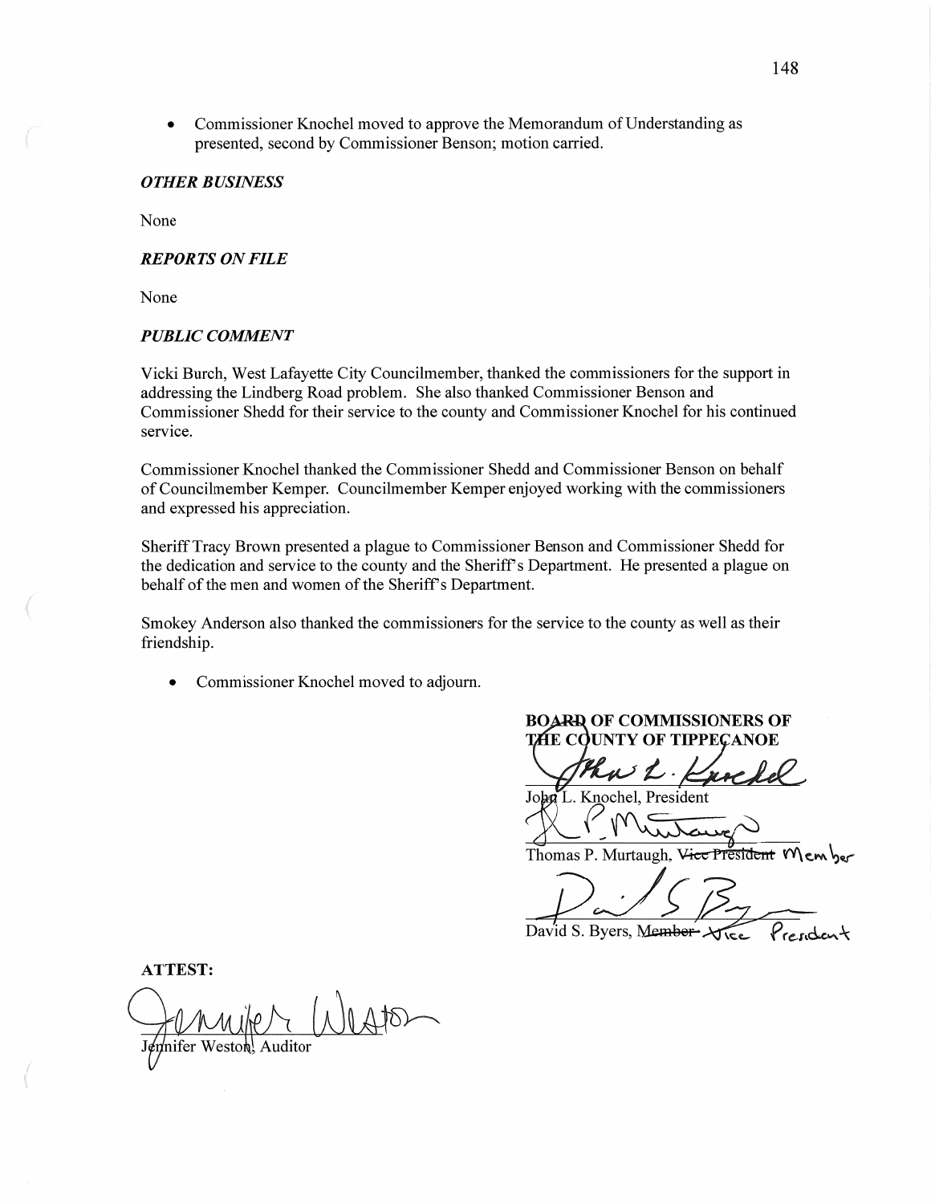- Commissioner Knochel moved to approve the Memorandum of Understanding as presented, second by Commissioner Benson; motion carried.

***OTHER BUSINESS***

None

***REPORTS ON FILE***

None

***PUBLIC COMMENT***

Vicki Burch, West Lafayette City Councilmember, thanked the commissioners for the support in addressing the Lindberg Road problem. She also thanked Commissioner Benson and Commissioner Shedd for their service to the county and Commissioner Knochel for his continued service.

Commissioner Knochel thanked the Commissioner Shedd and Commissioner Benson on behalf of Councilmember Kemper. Councilmember Kemper enjoyed working with the commissioners and expressed his appreciation.

Sheriff Tracy Brown presented a plague to Commissioner Benson and Commissioner Shedd for the dedication and service to the county and the Sheriff's Department. He presented a plague on behalf of the men and women of the Sheriff's Department.

Smokey Anderson also thanked the commissioners for the service to the county as well as their friendship.

- Commissioner Knochel moved to adjourn.

**BOARD OF COMMISSIONERS OF THE COUNTY OF TIPPECANOE**

John L. Knochel, President

Thomas P. Murtaugh, ~~Vice President~~ Member

David S. Byers, ~~Member~~ Vice President

**ATTEST:**

Jennifer Weston, Auditor